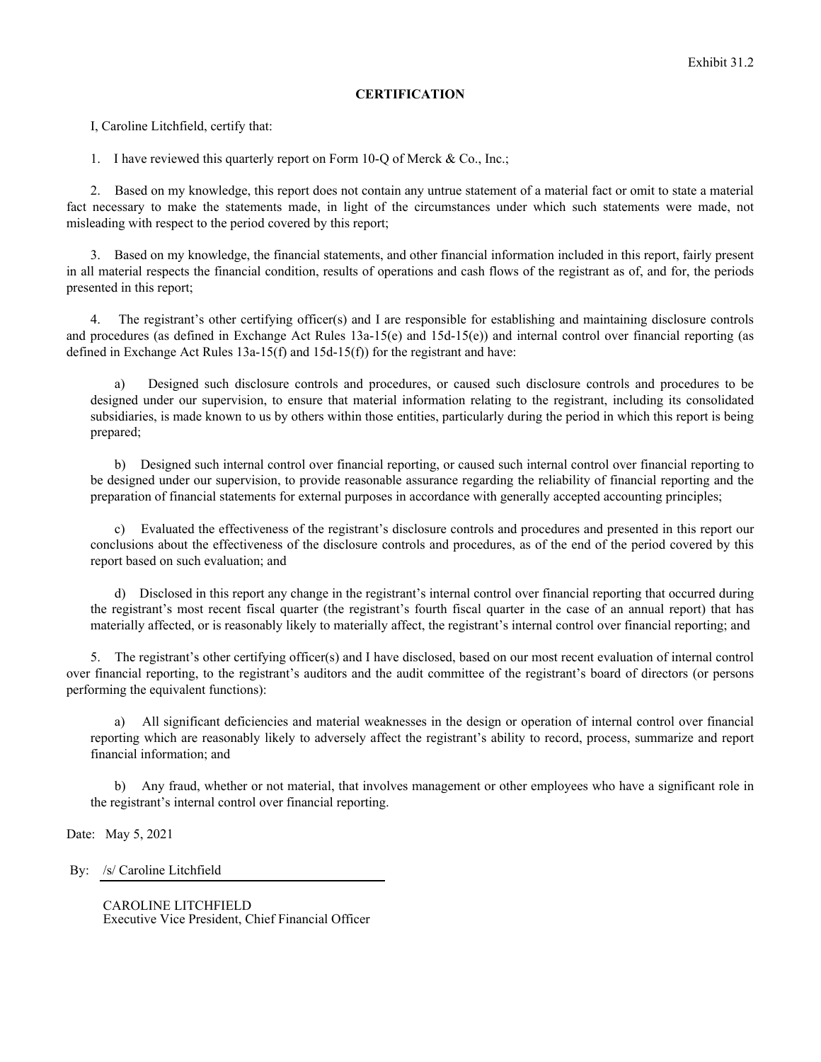Exhibit 31.2

**CERTIFICATION**

I, Caroline Litchfield, certify that:

1. I have reviewed this quarterly report on Form 10-Q of Merck & Co., Inc.;

2. Based on my knowledge, this report does not contain any untrue statement of a material fact or omit to state a material fact necessary to make the statements made, in light of the circumstances under which such statements were made, not misleading with respect to the period covered by this report;

3. Based on my knowledge, the financial statements, and other financial information included in this report, fairly present in all material respects the financial condition, results of operations and cash flows of the registrant as of, and for, the periods presented in this report;

4. The registrant's other certifying officer(s) and I are responsible for establishing and maintaining disclosure controls and procedures (as defined in Exchange Act Rules 13a-15(e) and 15d-15(e)) and internal control over financial reporting (as defined in Exchange Act Rules 13a-15(f) and 15d-15(f)) for the registrant and have:

   a) Designed such disclosure controls and procedures, or caused such disclosure controls and procedures to be designed under our supervision, to ensure that material information relating to the registrant, including its consolidated subsidiaries, is made known to us by others within those entities, particularly during the period in which this report is being prepared;

   b) Designed such internal control over financial reporting, or caused such internal control over financial reporting to be designed under our supervision, to provide reasonable assurance regarding the reliability of financial reporting and the preparation of financial statements for external purposes in accordance with generally accepted accounting principles;

   c) Evaluated the effectiveness of the registrant's disclosure controls and procedures and presented in this report our conclusions about the effectiveness of the disclosure controls and procedures, as of the end of the period covered by this report based on such evaluation; and

   d) Disclosed in this report any change in the registrant's internal control over financial reporting that occurred during the registrant's most recent fiscal quarter (the registrant's fourth fiscal quarter in the case of an annual report) that has materially affected, or is reasonably likely to materially affect, the registrant's internal control over financial reporting; and

5. The registrant's other certifying officer(s) and I have disclosed, based on our most recent evaluation of internal control over financial reporting, to the registrant's auditors and the audit committee of the registrant's board of directors (or persons performing the equivalent functions):

   a) All significant deficiencies and material weaknesses in the design or operation of internal control over financial reporting which are reasonably likely to adversely affect the registrant's ability to record, process, summarize and report financial information; and

   b) Any fraud, whether or not material, that involves management or other employees who have a significant role in the registrant's internal control over financial reporting.

Date: May 5, 2021

By: /s/ Caroline Litchfield

CAROLINE LITCHFIELD
Executive Vice President, Chief Financial Officer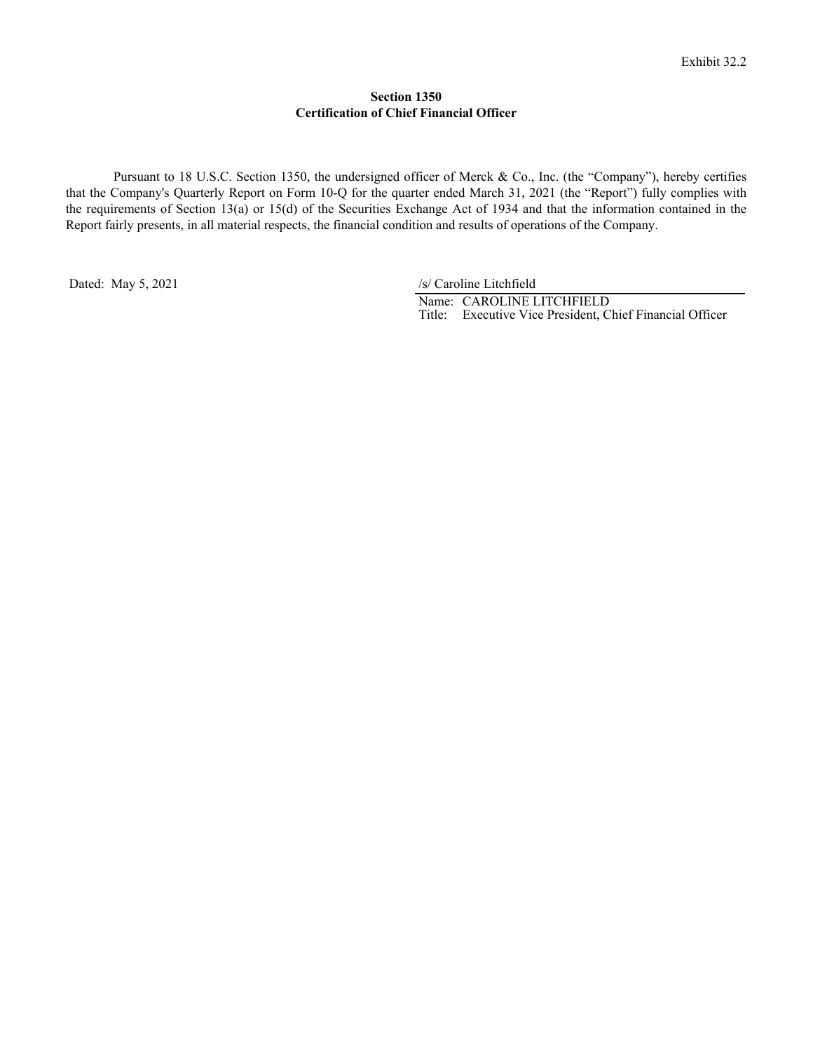Exhibit 32.2

**Section 1350**
**Certification of Chief Financial Officer**

Pursuant to 18 U.S.C. Section 1350, the undersigned officer of Merck & Co., Inc. (the "Company"), hereby certifies that the Company's Quarterly Report on Form 10-Q for the quarter ended March 31, 2021 (the "Report") fully complies with the requirements of Section 13(a) or 15(d) of the Securities Exchange Act of 1934 and that the information contained in the Report fairly presents, in all material respects, the financial condition and results of operations of the Company.

Dated: May 5, 2021

/s/ Caroline Litchfield

Name: CAROLINE LITCHFIELD
Title: Executive Vice President, Chief Financial Officer